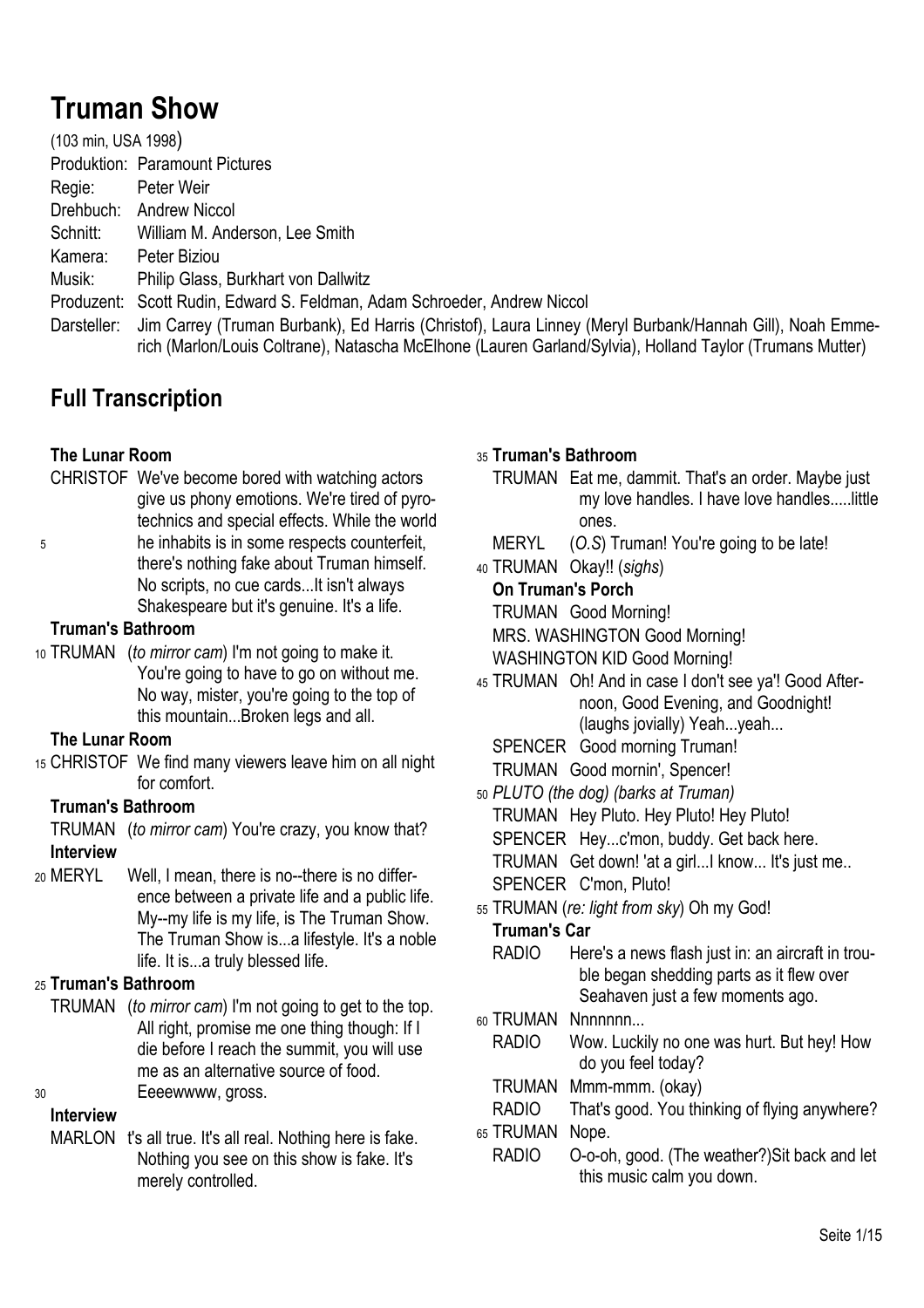# Truman Show

(103 min, USA 1998)

Produktion: Paramount Pictures
Regie: Peter Weir
Drehbuch: Andrew Niccol
Schnitt: William M. Anderson, Lee Smith
Kamera: Peter Biziou
Musik: Philip Glass, Burkhart von Dallwitz
Produzent: Scott Rudin, Edward S. Feldman, Adam Schroeder, Andrew Niccol
Darsteller: Jim Carrey (Truman Burbank), Ed Harris (Christof), Laura Linney (Meryl Burbank/Hannah Gill), Noah Emmerich (Marlon/Louis Coltrane), Natascha McElhone (Lauren Garland/Sylvia), Holland Taylor (Trumans Mutter)

## Full Transcription

**The Lunar Room**

CHRISTOF We've become bored with watching actors give us phony emotions. We're tired of pyrotechnics and special effects. While the world he inhabits is in some respects counterfeit, there's nothing fake about Truman himself. No scripts, no cue cards...It isn't always Shakespeare but it's genuine. It's a life.

**Truman's Bathroom**

TRUMAN (*to mirror cam*) I'm not going to make it. You're going to have to go on without me. No way, mister, you're going to the top of this mountain...Broken legs and all.

**The Lunar Room**

CHRISTOF We find many viewers leave him on all night for comfort.

**Truman's Bathroom**

TRUMAN (*to mirror cam*) You're crazy, you know that?

**Interview**

MERYL Well, I mean, there is no--there is no difference between a private life and a public life. My--my life is my life, is The Truman Show. The Truman Show is...a lifestyle. It's a noble life. It is...a truly blessed life.

**Truman's Bathroom**

TRUMAN (*to mirror cam*) I'm not going to get to the top. All right, promise me one thing though: If I die before I reach the summit, you will use me as an alternative source of food. Eeeewwww, gross.

**Interview**

MARLON t's all true. It's all real. Nothing here is fake. Nothing you see on this show is fake. It's merely controlled.

**Truman's Bathroom**

TRUMAN Eat me, dammit. That's an order. Maybe just my love handles. I have love handles.....little ones.

MERYL (*O.S*) Truman! You're going to be late!

TRUMAN Okay!! (*sighs*)

**On Truman's Porch**

TRUMAN Good Morning!

MRS. WASHINGTON Good Morning!

WASHINGTON KID Good Morning!

TRUMAN Oh! And in case I don't see ya'! Good Afternoon, Good Evening, and Goodnight! (laughs jovially) Yeah...yeah...

SPENCER Good morning Truman!

TRUMAN Good mornin', Spencer!

*PLUTO (the dog) (barks at Truman)*

TRUMAN Hey Pluto. Hey Pluto! Hey Pluto!

SPENCER Hey...c'mon, buddy. Get back here.

TRUMAN Get down! 'at a girl...I know... It's just me..

SPENCER C'mon, Pluto!

TRUMAN (*re: light from sky*) Oh my God!

**Truman's Car**

RADIO Here's a news flash just in: an aircraft in trouble began shedding parts as it flew over Seahaven just a few moments ago.

TRUMAN Nnnnnnn...

RADIO Wow. Luckily no one was hurt. But hey! How do you feel today?

TRUMAN Mmm-mmm. (okay)

RADIO That's good. You thinking of flying anywhere?

TRUMAN Nope.

RADIO O-o-oh, good. (The weather?)Sit back and let this music calm you down.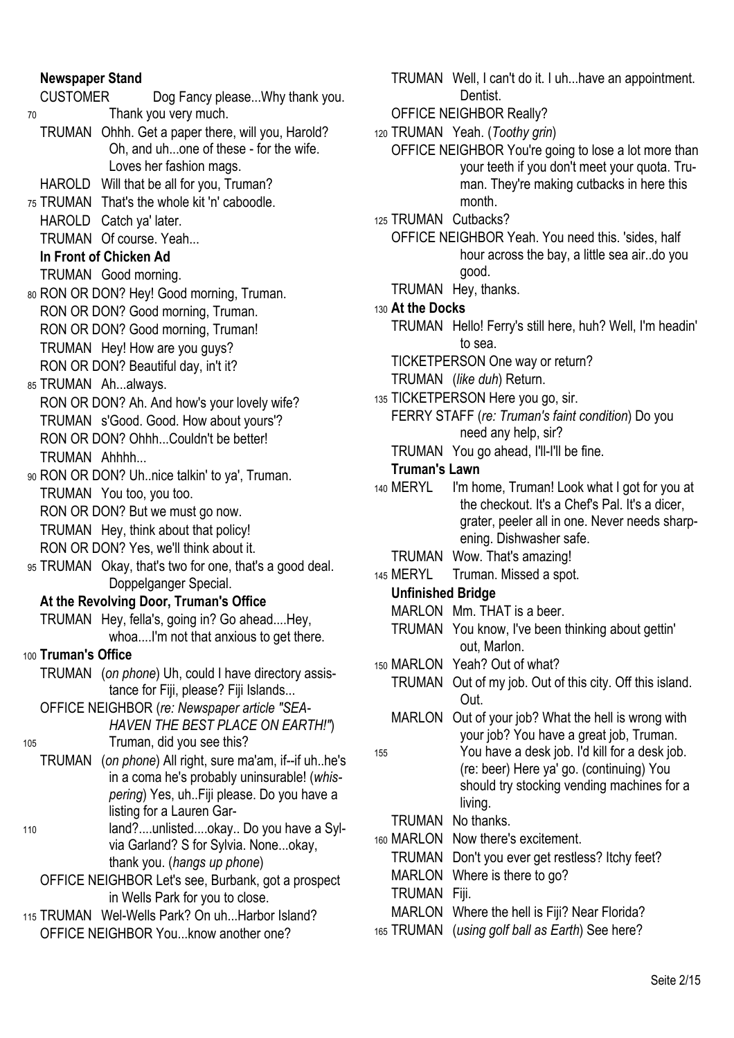**Newspaper Stand**

CUSTOMER Dog Fancy please...Why thank you. Thank you very much.

TRUMAN Ohhh. Get a paper there, will you, Harold? Oh, and uh...one of these - for the wife. Loves her fashion mags.

HAROLD Will that be all for you, Truman?

TRUMAN That's the whole kit 'n' caboodle.

HAROLD Catch ya' later.

TRUMAN Of course. Yeah...

**In Front of Chicken Ad**

TRUMAN Good morning.

RON OR DON? Hey! Good morning, Truman.

RON OR DON? Good morning, Truman.

RON OR DON? Good morning, Truman!

TRUMAN Hey! How are you guys?

RON OR DON? Beautiful day, in't it?

TRUMAN Ah...always.

RON OR DON? Ah. And how's your lovely wife?

TRUMAN s'Good. Good. How about yours'?

RON OR DON? Ohhh...Couldn't be better!

TRUMAN Ahhhh...

RON OR DON? Uh..nice talkin' to ya', Truman.

TRUMAN You too, you too.

RON OR DON? But we must go now.

TRUMAN Hey, think about that policy!

RON OR DON? Yes, we'll think about it.

TRUMAN Okay, that's two for one, that's a good deal. Doppelganger Special.

**At the Revolving Door, Truman's Office**

TRUMAN Hey, fella's, going in? Go ahead....Hey, whoa....I'm not that anxious to get there.

**Truman's Office**

TRUMAN (*on phone*) Uh, could I have directory assistance for Fiji, please? Fiji Islands...

OFFICE NEIGHBOR (*re: Newspaper article "SEA-HAVEN THE BEST PLACE ON EARTH!"*) Truman, did you see this?

TRUMAN (*on phone*) All right, sure ma'am, if--if uh..he's in a coma he's probably uninsurable! (*whispering*) Yes, uh..Fiji please. Do you have a listing for a Lauren Garland?....unlisted....okay.. Do you have a Sylvia Garland? S for Sylvia. None...okay, thank you. (*hangs up phone*)

OFFICE NEIGHBOR Let's see, Burbank, got a prospect in Wells Park for you to close.

TRUMAN Wel-Wells Park? On uh...Harbor Island?

OFFICE NEIGHBOR You...know another one?

TRUMAN Well, I can't do it. I uh...have an appointment. Dentist.

OFFICE NEIGHBOR Really?

TRUMAN Yeah. (*Toothy grin*)

OFFICE NEIGHBOR You're going to lose a lot more than your teeth if you don't meet your quota. Truman. They're making cutbacks in here this month.

TRUMAN Cutbacks?

OFFICE NEIGHBOR Yeah. You need this. 'sides, half hour across the bay, a little sea air..do you good.

TRUMAN Hey, thanks.

**At the Docks**

TRUMAN Hello! Ferry's still here, huh? Well, I'm headin' to sea.

TICKETPERSON One way or return?

TRUMAN (*like duh*) Return.

TICKETPERSON Here you go, sir.

FERRY STAFF (*re: Truman's faint condition*) Do you need any help, sir?

TRUMAN You go ahead, I'll-I'll be fine.

**Truman's Lawn**

MERYL I'm home, Truman! Look what I got for you at the checkout. It's a Chef's Pal. It's a dicer, grater, peeler all in one. Never needs sharpening. Dishwasher safe.

TRUMAN Wow. That's amazing!

MERYL Truman. Missed a spot.

**Unfinished Bridge**

MARLON Mm. THAT is a beer.

TRUMAN You know, I've been thinking about gettin' out, Marlon.

MARLON Yeah? Out of what?

TRUMAN Out of my job. Out of this city. Off this island. Out.

MARLON Out of your job? What the hell is wrong with your job? You have a great job, Truman. You have a desk job. I'd kill for a desk job. (re: beer) Here ya' go. (continuing) You should try stocking vending machines for a living.

TRUMAN No thanks.

MARLON Now there's excitement.

TRUMAN Don't you ever get restless? Itchy feet?

MARLON Where is there to go?

TRUMAN Fiji.

MARLON Where the hell is Fiji? Near Florida?

TRUMAN (*using golf ball as Earth*) See here?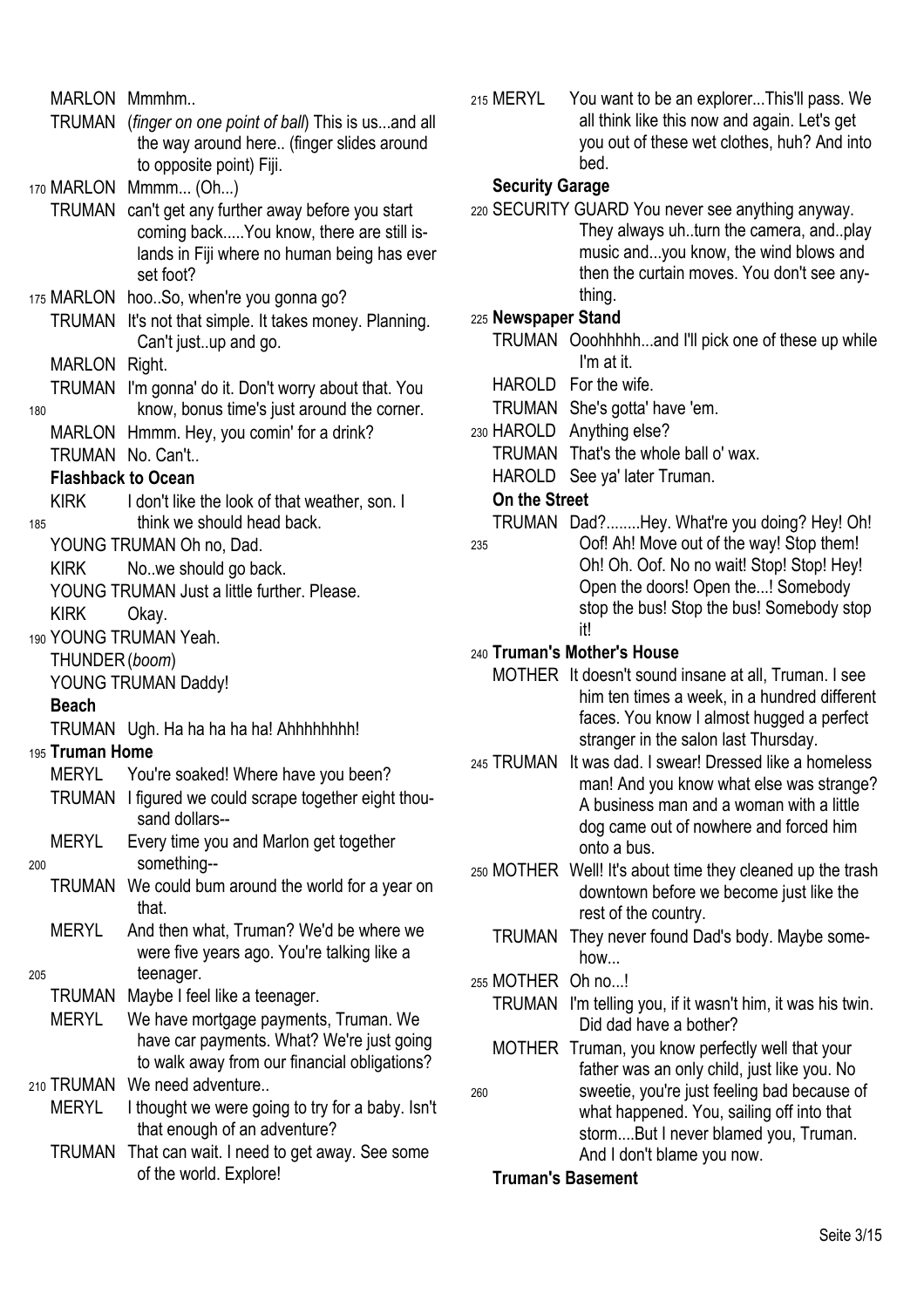MARLON Mmmhm..

TRUMAN (*finger on one point of ball*) This is us...and all the way around here.. (finger slides around to opposite point) Fiji.

170 MARLON Mmmm... (Oh...)

TRUMAN can't get any further away before you start coming back.....You know, there are still islands in Fiji where no human being has ever set foot?

175 MARLON hoo..So, when're you gonna go?

TRUMAN It's not that simple. It takes money. Planning. Can't just..up and go.

MARLON Right.

TRUMAN I'm gonna' do it. Don't worry about that. You

180 know, bonus time's just around the corner.

MARLON Hmmm. Hey, you comin' for a drink?

TRUMAN No. Can't..

**Flashback to Ocean**

KIRK I don't like the look of that weather, son. I

185 think we should head back.

YOUNG TRUMAN Oh no, Dad.

KIRK No..we should go back.

YOUNG TRUMAN Just a little further. Please.

KIRK Okay.

190 YOUNG TRUMAN Yeah.

THUNDER (*boom*)

YOUNG TRUMAN Daddy!

**Beach**

TRUMAN Ugh. Ha ha ha ha ha! Ahhhhhhhh!

195 **Truman Home**

MERYL You're soaked! Where have you been?

TRUMAN I figured we could scrape together eight thousand dollars--

MERYL Every time you and Marlon get together

200 something--

TRUMAN We could bum around the world for a year on that.

MERYL And then what, Truman? We'd be where we were five years ago. You're talking like a

205 teenager.

TRUMAN Maybe I feel like a teenager.

MERYL We have mortgage payments, Truman. We have car payments. What? We're just going to walk away from our financial obligations?

210 TRUMAN We need adventure..

MERYL I thought we were going to try for a baby. Isn't that enough of an adventure?

TRUMAN That can wait. I need to get away. See some of the world. Explore!

215 MERYL You want to be an explorer...This'll pass. We all think like this now and again. Let's get you out of these wet clothes, huh? And into bed.

**Security Garage**

220 SECURITY GUARD You never see anything anyway. They always uh..turn the camera, and..play music and...you know, the wind blows and then the curtain moves. You don't see anything.

225 **Newspaper Stand**

TRUMAN Ooohhhhh...and I'll pick one of these up while I'm at it.

HAROLD For the wife.

TRUMAN She's gotta' have 'em.

230 HAROLD Anything else?

TRUMAN That's the whole ball o' wax.

HAROLD See ya' later Truman.

**On the Street**

TRUMAN Dad?........Hey. What're you doing? Hey! Oh!

235 Oof! Ah! Move out of the way! Stop them! Oh! Oh. Oof. No no wait! Stop! Stop! Hey! Open the doors! Open the...! Somebody stop the bus! Stop the bus! Somebody stop it!

240 **Truman's Mother's House**

MOTHER It doesn't sound insane at all, Truman. I see him ten times a week, in a hundred different faces. You know I almost hugged a perfect stranger in the salon last Thursday.

245 TRUMAN It was dad. I swear! Dressed like a homeless man! And you know what else was strange? A business man and a woman with a little dog came out of nowhere and forced him onto a bus.

250 MOTHER Well! It's about time they cleaned up the trash downtown before we become just like the rest of the country.

TRUMAN They never found Dad's body. Maybe somehow...

255 MOTHER Oh no...!

TRUMAN I'm telling you, if it wasn't him, it was his twin. Did dad have a bother?

MOTHER Truman, you know perfectly well that your father was an only child, just like you. No

260 sweetie, you're just feeling bad because of what happened. You, sailing off into that storm....But I never blamed you, Truman. And I don't blame you now.

**Truman's Basement**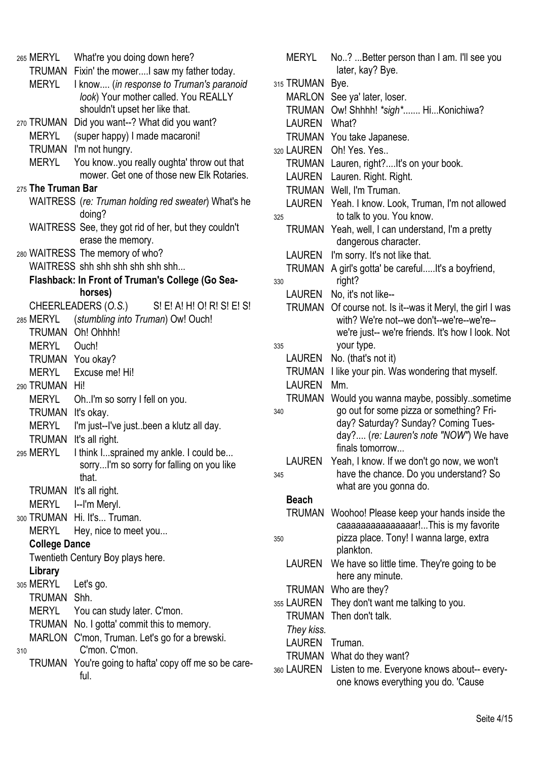265 MERYL What're you doing down here?

TRUMAN Fixin' the mower....I saw my father today.

MERYL I know.... (*in response to Truman's paranoid look*) Your mother called. You REALLY shouldn't upset her like that.

270 TRUMAN Did you want--? What did you want?

MERYL (super happy) I made macaroni!

TRUMAN I'm not hungry.

MERYL You know..you really oughta' throw out that mower. Get one of those new Elk Rotaries.

275 **The Truman Bar**

WAITRESS (*re: Truman holding red sweater*) What's he doing?

WAITRESS See, they got rid of her, but they couldn't erase the memory.

280 WAITRESS The memory of who?

WAITRESS shh shh shh shh shh shh...

**Flashback: In Front of Truman's College (Go Sea-horses)**

CHEERLEADERS (*O.S.*) S! E! A! H! O! R! S! E! S!

285 MERYL (*stumbling into Truman*) Ow! Ouch!

TRUMAN Oh! Ohhhh!

MERYL Ouch!

TRUMAN You okay?

MERYL Excuse me! Hi!

290 TRUMAN Hi!

MERYL Oh..I'm so sorry I fell on you.

TRUMAN It's okay.

MERYL I'm just--I've just..been a klutz all day.

TRUMAN It's all right.

295 MERYL I think I...sprained my ankle. I could be... sorry...I'm so sorry for falling on you like that.

TRUMAN It's all right.

MERYL I--I'm Meryl.

300 TRUMAN Hi. It's... Truman.

MERYL Hey, nice to meet you...

**College Dance**

Twentieth Century Boy plays here.

**Library**

305 MERYL Let's go.

TRUMAN Shh.

MERYL You can study later. C'mon.

TRUMAN No. I gotta' commit this to memory.

MARLON C'mon, Truman. Let's go for a brewski.

310 C'mon. C'mon.

TRUMAN You're going to hafta' copy off me so be careful.

MERYL No..? ...Better person than I am. I'll see you later, kay? Bye.

315 TRUMAN Bye.

MARLON See ya' later, loser.

TRUMAN Ow! Shhhh! *sigh*....... Hi...Konichiwa?

LAUREN What?

TRUMAN You take Japanese.

320 LAUREN Oh! Yes. Yes..

TRUMAN Lauren, right?....It's on your book.

LAUREN Lauren. Right. Right.

TRUMAN Well, I'm Truman.

LAUREN Yeah. I know. Look, Truman, I'm not allowed

325 to talk to you. You know.

TRUMAN Yeah, well, I can understand, I'm a pretty dangerous character.

LAUREN I'm sorry. It's not like that.

TRUMAN A girl's gotta' be careful.....It's a boyfriend,

330 right?

LAUREN No, it's not like--

TRUMAN Of course not. Is it--was it Meryl, the girl I was with? We're not--we don't--we're--we're--we're just-- we're friends. It's how I look. Not

335 your type.

LAUREN No. (that's not it)

TRUMAN I like your pin. Was wondering that myself.

LAUREN Mm.

TRUMAN Would you wanna maybe, possibly..sometime

340 go out for some pizza or something? Friday? Saturday? Sunday? Coming Tuesday?.... (*re: Lauren's note "NOW"*) We have finals tomorrow...

LAUREN Yeah, I know. If we don't go now, we won't

345 have the chance. Do you understand? So what are you gonna do.

**Beach**

TRUMAN Woohoo! Please keep your hands inside the caaaaaaaaaaaaaaar!...This is my favorite

350 pizza place. Tony! I wanna large, extra plankton.

LAUREN We have so little time. They're going to be here any minute.

TRUMAN Who are they?

355 LAUREN They don't want me talking to you.

TRUMAN Then don't talk.

*They kiss.*

LAUREN Truman.

TRUMAN What do they want?

360 LAUREN Listen to me. Everyone knows about-- everyone knows everything you do. 'Cause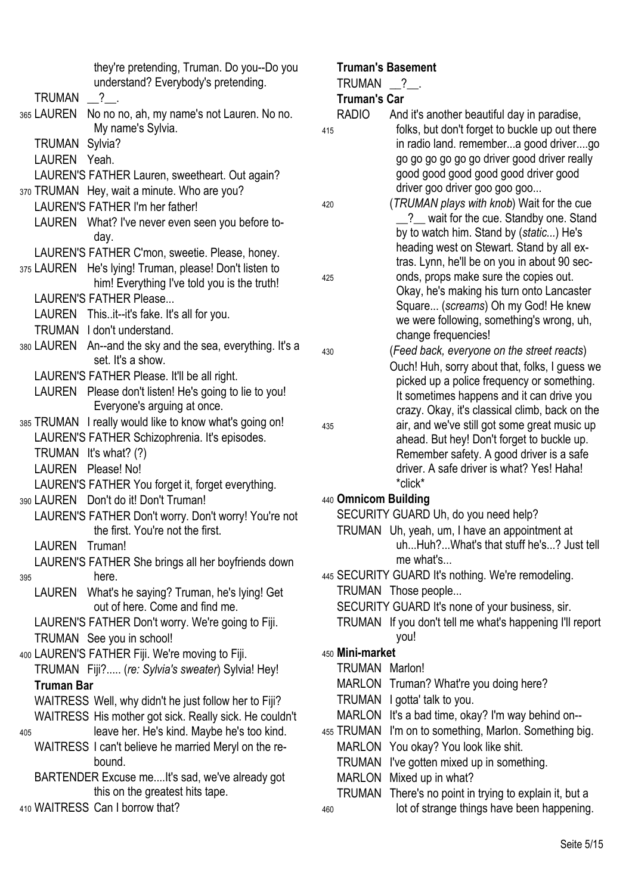they're pretending, Truman. Do you--Do you understand? Everybody's pretending.

TRUMAN __?__.

LAUREN No no no, ah, my name's not Lauren. No no. My name's Sylvia.

TRUMAN Sylvia?

LAUREN Yeah.

LAUREN'S FATHER Lauren, sweetheart. Out again?

TRUMAN Hey, wait a minute. Who are you?

LAUREN'S FATHER I'm her father!

LAUREN What? I've never even seen you before today.

LAUREN'S FATHER C'mon, sweetie. Please, honey.

LAUREN He's lying! Truman, please! Don't listen to him! Everything I've told you is the truth!

LAUREN'S FATHER Please...

LAUREN This..it--it's fake. It's all for you.

TRUMAN I don't understand.

LAUREN An--and the sky and the sea, everything. It's a set. It's a show.

LAUREN'S FATHER Please. It'll be all right.

LAUREN Please don't listen! He's going to lie to you! Everyone's arguing at once.

TRUMAN I really would like to know what's going on!

LAUREN'S FATHER Schizophrenia. It's episodes.

TRUMAN It's what? (?)

LAUREN Please! No!

LAUREN'S FATHER You forget it, forget everything.

LAUREN Don't do it! Don't Truman!

LAUREN'S FATHER Don't worry. Don't worry! You're not the first. You're not the first.

LAUREN Truman!

LAUREN'S FATHER She brings all her boyfriends down here.

LAUREN What's he saying? Truman, he's lying! Get out of here. Come and find me.

LAUREN'S FATHER Don't worry. We're going to Fiji.

TRUMAN See you in school!

LAUREN'S FATHER Fiji. We're moving to Fiji.

TRUMAN Fiji?..... (*re: Sylvia's sweater*) Sylvia! Hey!

**Truman Bar**

WAITRESS Well, why didn't he just follow her to Fiji?

WAITRESS His mother got sick. Really sick. He couldn't leave her. He's kind. Maybe he's too kind.

WAITRESS I can't believe he married Meryl on the rebound.

BARTENDER Excuse me....It's sad, we've already got this on the greatest hits tape.

WAITRESS Can I borrow that?

**Truman's Basement**

TRUMAN __?__.

**Truman's Car**

RADIO And it's another beautiful day in paradise, folks, but don't forget to buckle up out there in radio land. remember...a good driver....go go go go go go go driver good driver really good good good good good driver good driver goo driver goo goo goo...

(*TRUMAN plays with knob*) Wait for the cue __?__ wait for the cue. Standby one. Stand by to watch him. Stand by (*static...*) He's heading west on Stewart. Stand by all extras. Lynn, he'll be on you in about 90 seconds, props make sure the copies out. Okay, he's making his turn onto Lancaster Square... (*screams*) Oh my God! He knew we were following, something's wrong, uh, change frequencies!

(*Feed back, everyone on the street reacts*)

Ouch! Huh, sorry about that, folks, I guess we picked up a police frequency or something. It sometimes happens and it can drive you crazy. Okay, it's classical climb, back on the air, and we've still got some great music up ahead. But hey! Don't forget to buckle up. Remember safety. A good driver is a safe driver. A safe driver is what? Yes! Haha! *click*

**Omnicom Building**

SECURITY GUARD Uh, do you need help?

TRUMAN Uh, yeah, um, I have an appointment at uh...Huh?...What's that stuff he's...? Just tell me what's...

SECURITY GUARD It's nothing. We're remodeling.

TRUMAN Those people...

SECURITY GUARD It's none of your business, sir.

TRUMAN If you don't tell me what's happening I'll report you!

**Mini-market**

TRUMAN Marlon!

MARLON Truman? What're you doing here?

TRUMAN I gotta' talk to you.

MARLON It's a bad time, okay? I'm way behind on--

TRUMAN I'm on to something, Marlon. Something big.

MARLON You okay? You look like shit.

TRUMAN I've gotten mixed up in something.

MARLON Mixed up in what?

TRUMAN There's no point in trying to explain it, but a lot of strange things have been happening.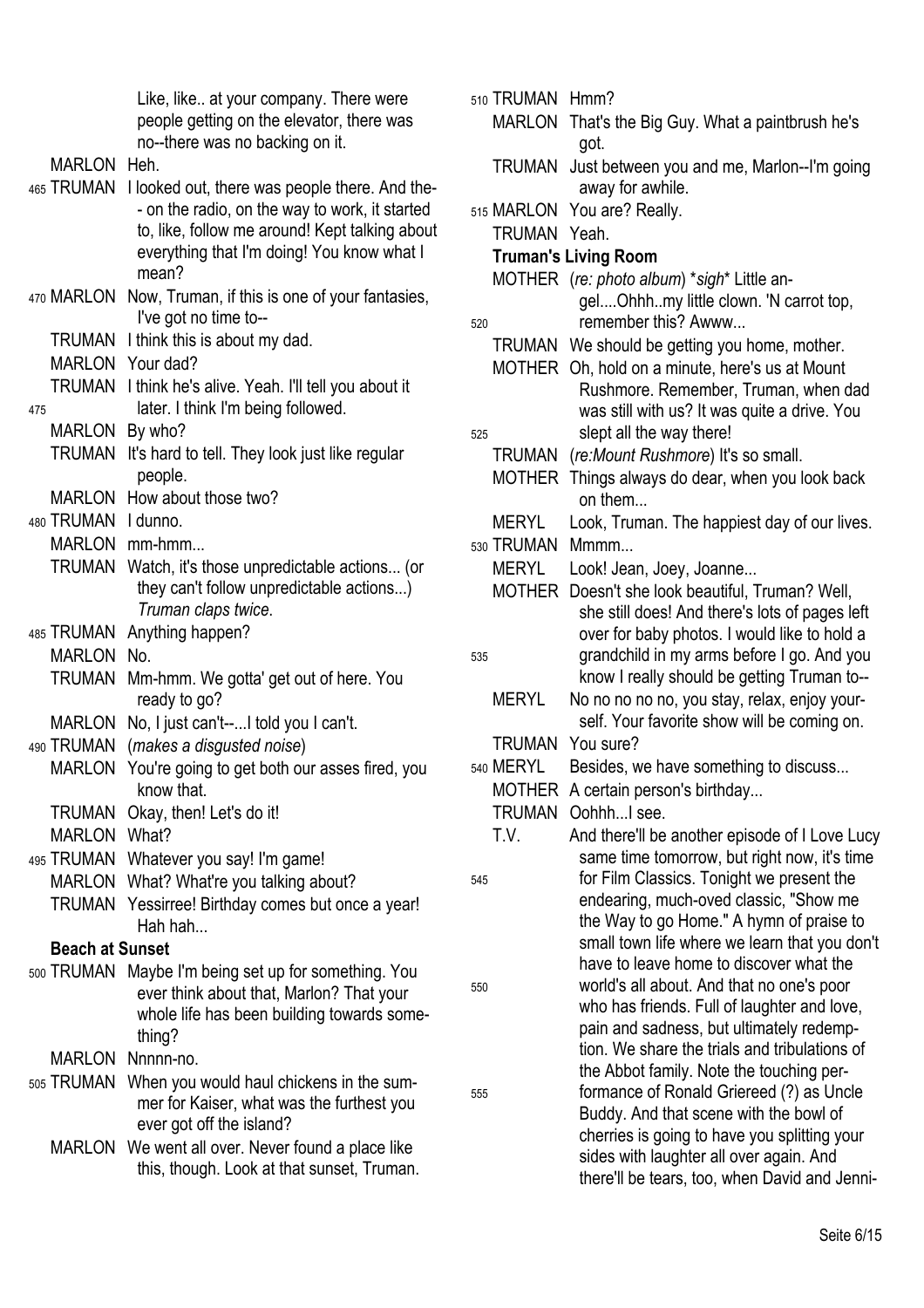Like, like.. at your company. There were people getting on the elevator, there was no--there was no backing on it.

MARLON Heh.

465 TRUMAN I looked out, there was people there. And the-- on the radio, on the way to work, it started to, like, follow me around! Kept talking about everything that I'm doing! You know what I mean?

470 MARLON Now, Truman, if this is one of your fantasies, I've got no time to--

TRUMAN I think this is about my dad.

MARLON Your dad?

TRUMAN I think he's alive. Yeah. I'll tell you about it

475 later. I think I'm being followed.

MARLON By who?

TRUMAN It's hard to tell. They look just like regular people.

MARLON How about those two?

480 TRUMAN I dunno.

MARLON mm-hmm...

TRUMAN Watch, it's those unpredictable actions... (or they can't follow unpredictable actions...)

*Truman claps twice.*

485 TRUMAN Anything happen?

MARLON No.

TRUMAN Mm-hmm. We gotta' get out of here. You ready to go?

MARLON No, I just can't--...I told you I can't.

490 TRUMAN (*makes a disgusted noise*)

MARLON You're going to get both our asses fired, you know that.

TRUMAN Okay, then! Let's do it!

MARLON What?

495 TRUMAN Whatever you say! I'm game!

MARLON What? What're you talking about?

TRUMAN Yessirree! Birthday comes but once a year! Hah hah...

**Beach at Sunset**

500 TRUMAN Maybe I'm being set up for something. You ever think about that, Marlon? That your whole life has been building towards something?

MARLON Nnnnn-no.

505 TRUMAN When you would haul chickens in the summer for Kaiser, what was the furthest you ever got off the island?

MARLON We went all over. Never found a place like this, though. Look at that sunset, Truman.

510 TRUMAN Hmm?

MARLON That's the Big Guy. What a paintbrush he's got.

TRUMAN Just between you and me, Marlon--I'm going away for awhile.

515 MARLON You are? Really.

TRUMAN Yeah.

**Truman's Living Room**

MOTHER (*re: photo album*) \**sigh*\* Little angel....Ohhh..my little clown. 'N carrot top,

520 remember this? Awww...

TRUMAN We should be getting you home, mother.

MOTHER Oh, hold on a minute, here's us at Mount Rushmore. Remember, Truman, when dad was still with us? It was quite a drive. You

525 slept all the way there!

TRUMAN (*re:Mount Rushmore*) It's so small.

MOTHER Things always do dear, when you look back on them...

MERYL Look, Truman. The happiest day of our lives.

530 TRUMAN Mmmm...

MERYL Look! Jean, Joey, Joanne...

MOTHER Doesn't she look beautiful, Truman? Well, she still does! And there's lots of pages left over for baby photos. I would like to hold a

535 grandchild in my arms before I go. And you know I really should be getting Truman to--

MERYL No no no no no, you stay, relax, enjoy yourself. Your favorite show will be coming on.

TRUMAN You sure?

540 MERYL Besides, we have something to discuss...

MOTHER A certain person's birthday...

TRUMAN Oohhh...I see.

T.V. And there'll be another episode of I Love Lucy same time tomorrow, but right now, it's time

545 for Film Classics. Tonight we present the endearing, much-oved classic, "Show me the Way to go Home." A hymn of praise to small town life where we learn that you don't have to leave home to discover what the

550 world's all about. And that no one's poor who has friends. Full of laughter and love, pain and sadness, but ultimately redemption. We share the trials and tribulations of the Abbot family. Note the touching per-

555 formance of Ronald Griereed (?) as Uncle Buddy. And that scene with the bowl of cherries is going to have you splitting your sides with laughter all over again. And there'll be tears, too, when David and Jenni-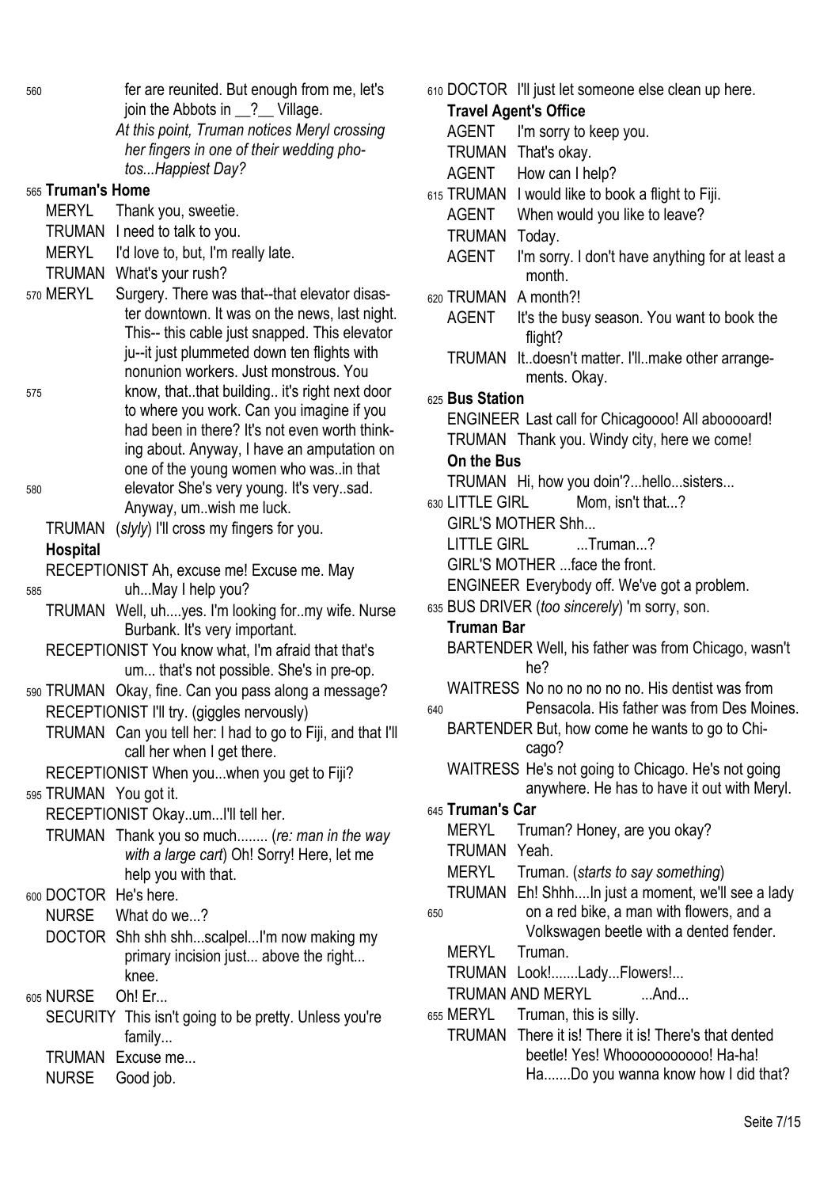fer are reunited. But enough from me, let's join the Abbots in __?__ Village.

*At this point, Truman notices Meryl crossing her fingers in one of their wedding photos...Happiest Day?*

**Truman's Home**

MERYL Thank you, sweetie.

TRUMAN I need to talk to you.

MERYL I'd love to, but, I'm really late.

TRUMAN What's your rush?

MERYL Surgery. There was that--that elevator disaster downtown. It was on the news, last night. This-- this cable just snapped. This elevator ju--it just plummeted down ten flights with nonunion workers. Just monstrous. You know, that..that building.. it's right next door to where you work. Can you imagine if you had been in there? It's not even worth thinking about. Anyway, I have an amputation on one of the young women who was..in that elevator She's very young. It's very..sad. Anyway, um..wish me luck.

TRUMAN (*slyly*) I'll cross my fingers for you.

**Hospital**

RECEPTIONIST Ah, excuse me! Excuse me. May uh...May I help you?

TRUMAN Well, uh....yes. I'm looking for..my wife. Nurse Burbank. It's very important.

RECEPTIONIST You know what, I'm afraid that that's um... that's not possible. She's in pre-op.

TRUMAN Okay, fine. Can you pass along a message?

RECEPTIONIST I'll try. (giggles nervously)

TRUMAN Can you tell her: I had to go to Fiji, and that I'll call her when I get there.

RECEPTIONIST When you...when you get to Fiji?

TRUMAN You got it.

RECEPTIONIST Okay..um...I'll tell her.

TRUMAN Thank you so much........ (*re: man in the way with a large cart*) Oh! Sorry! Here, let me help you with that.

DOCTOR He's here.

NURSE What do we...?

DOCTOR Shh shh shh...scalpel...I'm now making my primary incision just... above the right... knee.

NURSE Oh! Er...

SECURITY This isn't going to be pretty. Unless you're family...

TRUMAN Excuse me...

NURSE Good job.

DOCTOR I'll just let someone else clean up here.

**Travel Agent's Office**

AGENT I'm sorry to keep you.

TRUMAN That's okay.

AGENT How can I help?

TRUMAN I would like to book a flight to Fiji.

AGENT When would you like to leave?

TRUMAN Today.

AGENT I'm sorry. I don't have anything for at least a month.

TRUMAN A month?!

AGENT It's the busy season. You want to book the flight?

TRUMAN It..doesn't matter. I'll..make other arrangements. Okay.

**Bus Station**

ENGINEER Last call for Chicagoooo! All abooooard!

TRUMAN Thank you. Windy city, here we come!

**On the Bus**

TRUMAN Hi, how you doin'?...hello...sisters...

LITTLE GIRL Mom, isn't that...?

GIRL'S MOTHER Shh...

LITTLE GIRL ...Truman...?

GIRL'S MOTHER ...face the front.

ENGINEER Everybody off. We've got a problem.

BUS DRIVER (*too sincerely*) 'm sorry, son.

**Truman Bar**

BARTENDER Well, his father was from Chicago, wasn't he?

WAITRESS No no no no no no. His dentist was from Pensacola. His father was from Des Moines.

BARTENDER But, how come he wants to go to Chicago?

WAITRESS He's not going to Chicago. He's not going anywhere. He has to have it out with Meryl.

**Truman's Car**

MERYL Truman? Honey, are you okay?

TRUMAN Yeah.

MERYL Truman. (*starts to say something*)

TRUMAN Eh! Shhh....In just a moment, we'll see a lady on a red bike, a man with flowers, and a Volkswagen beetle with a dented fender.

MERYL Truman.

TRUMAN Look!.......Lady...Flowers!...

TRUMAN AND MERYL ...And...

MERYL Truman, this is silly.

TRUMAN There it is! There it is! There's that dented beetle! Yes! Whoooooooooooo! Ha-ha! Ha.......Do you wanna know how I did that?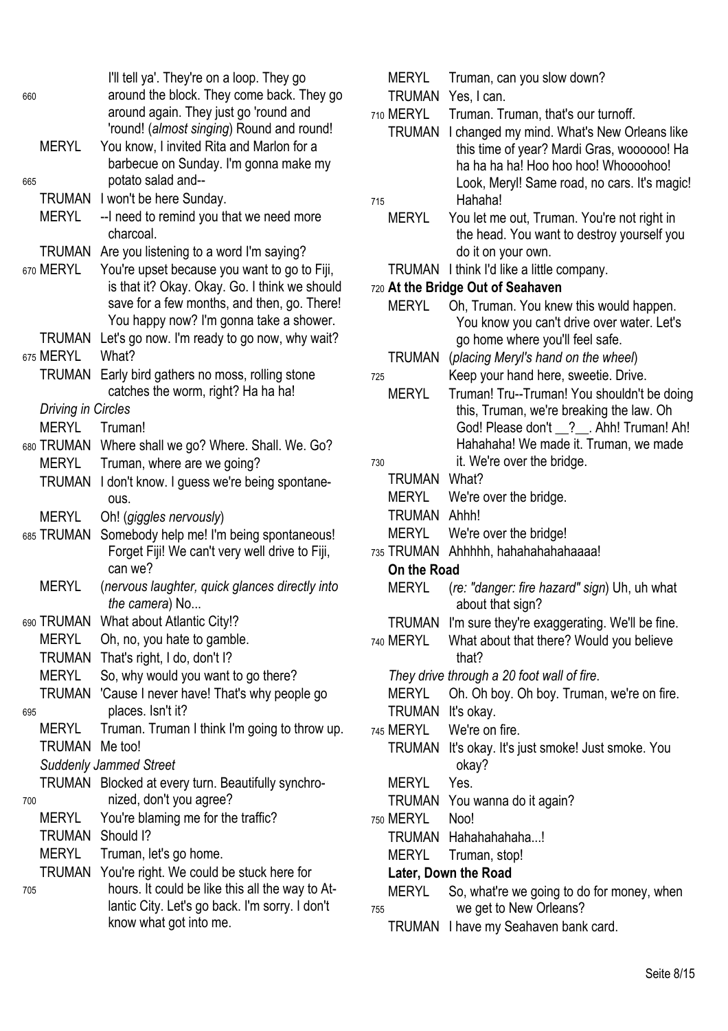I'll tell ya'. They're on a loop. They go around the block. They come back. They go around again. They just go 'round and 'round! (*almost singing*) Round and round!

MERYL You know, I invited Rita and Marlon for a barbecue on Sunday. I'm gonna make my potato salad and--

TRUMAN I won't be here Sunday.

MERYL --I need to remind you that we need more charcoal.

TRUMAN Are you listening to a word I'm saying?

MERYL You're upset because you want to go to Fiji, is that it? Okay. Okay. Go. I think we should save for a few months, and then, go. There! You happy now? I'm gonna take a shower.

TRUMAN Let's go now. I'm ready to go now, why wait?

MERYL What?

TRUMAN Early bird gathers no moss, rolling stone catches the worm, right? Ha ha ha!

*Driving in Circles*

MERYL Truman!

TRUMAN Where shall we go? Where. Shall. We. Go?

MERYL Truman, where are we going?

TRUMAN I don't know. I guess we're being spontaneous.

MERYL Oh! (*giggles nervously*)

TRUMAN Somebody help me! I'm being spontaneous! Forget Fiji! We can't very well drive to Fiji, can we?

MERYL (*nervous laughter, quick glances directly into the camera*) No...

TRUMAN What about Atlantic City!?

MERYL Oh, no, you hate to gamble.

TRUMAN That's right, I do, don't I?

MERYL So, why would you want to go there?

TRUMAN 'Cause I never have! That's why people go places. Isn't it?

MERYL Truman. Truman I think I'm going to throw up.

TRUMAN Me too!

*Suddenly Jammed Street*

TRUMAN Blocked at every turn. Beautifully synchronized, don't you agree?

MERYL You're blaming me for the traffic?

TRUMAN Should I?

MERYL Truman, let's go home.

TRUMAN You're right. We could be stuck here for hours. It could be like this all the way to Atlantic City. Let's go back. I'm sorry. I don't know what got into me.

MERYL Truman, can you slow down?

TRUMAN Yes, I can.

MERYL Truman. Truman, that's our turnoff.

TRUMAN I changed my mind. What's New Orleans like this time of year? Mardi Gras, woooooo! Ha ha ha ha ha! Hoo hoo hoo! Whoooohoo! Look, Meryl! Same road, no cars. It's magic! Hahaha!

MERYL You let me out, Truman. You're not right in the head. You want to destroy yourself you do it on your own.

TRUMAN I think I'd like a little company.

**At the Bridge Out of Seahaven**

MERYL Oh, Truman. You knew this would happen. You know you can't drive over water. Let's go home where you'll feel safe.

TRUMAN (*placing Meryl's hand on the wheel*) Keep your hand here, sweetie. Drive.

MERYL Truman! Tru--Truman! You shouldn't be doing this, Truman, we're breaking the law. Oh God! Please don't __?__. Ahh! Truman! Ah! Hahahaha! We made it. Truman, we made it. We're over the bridge.

TRUMAN What?

MERYL We're over the bridge.

TRUMAN Ahhh!

MERYL We're over the bridge!

TRUMAN Ahhhhh, hahahahahahaaaa!

**On the Road**

MERYL (*re: "danger: fire hazard" sign*) Uh, uh what about that sign?

TRUMAN I'm sure they're exaggerating. We'll be fine.

MERYL What about that there? Would you believe that?

*They drive through a 20 foot wall of fire.*

MERYL Oh. Oh boy. Oh boy. Truman, we're on fire.

TRUMAN It's okay.

MERYL We're on fire.

TRUMAN It's okay. It's just smoke! Just smoke. You okay?

MERYL Yes.

TRUMAN You wanna do it again?

MERYL Noo!

TRUMAN Hahahahahaha...!

MERYL Truman, stop!

**Later, Down the Road**

MERYL So, what're we going to do for money, when we get to New Orleans?

TRUMAN I have my Seahaven bank card.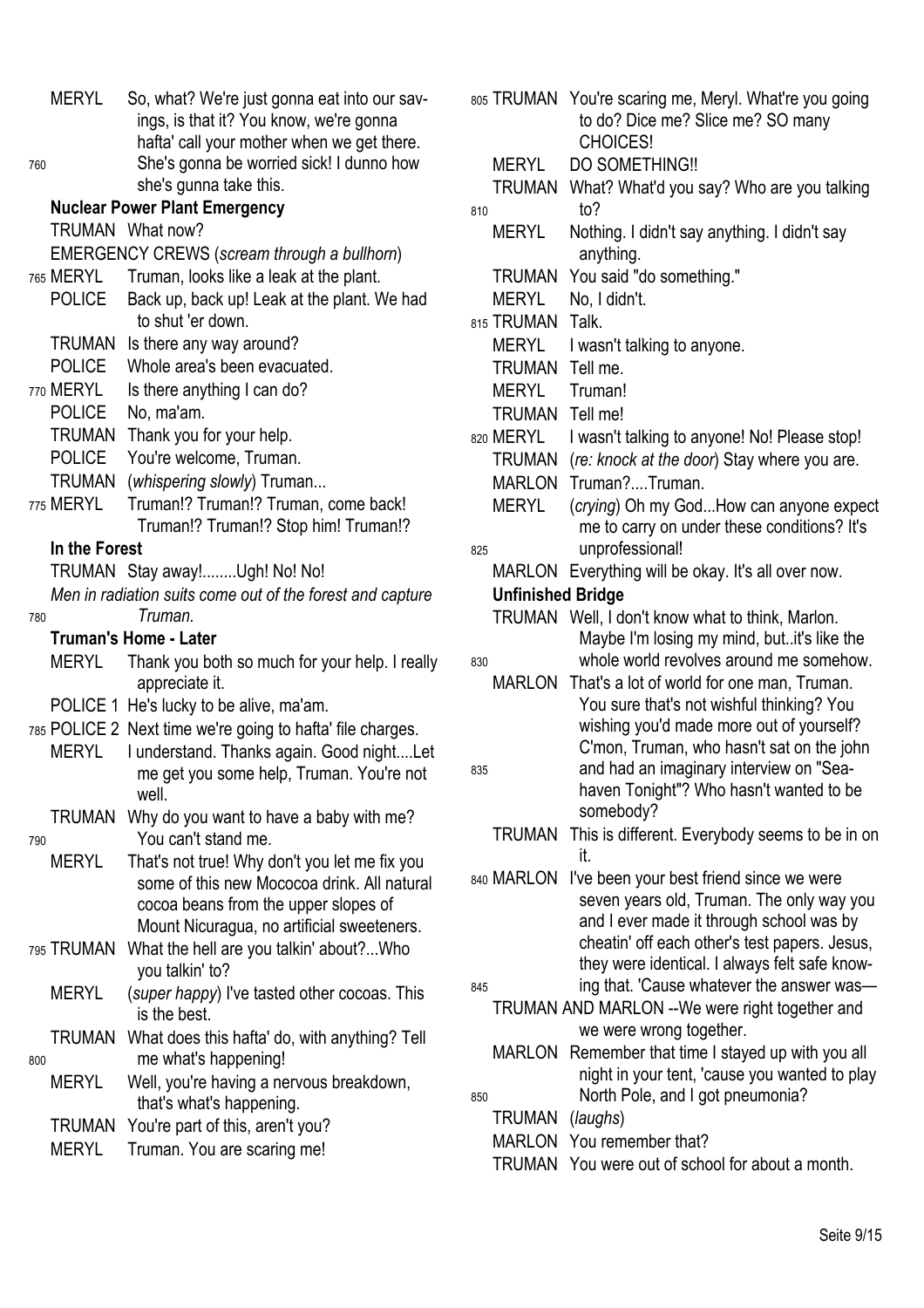MERYL So, what? We're just gonna eat into our savings, is that it? You know, we're gonna hafta' call your mother when we get there. She's gonna be worried sick! I dunno how she's gunna take this.

**Nuclear Power Plant Emergency**

TRUMAN What now?

EMERGENCY CREWS (*scream through a bullhorn*)

MERYL Truman, looks like a leak at the plant.

POLICE Back up, back up! Leak at the plant. We had to shut 'er down.

TRUMAN Is there any way around?

POLICE Whole area's been evacuated.

MERYL Is there anything I can do?

POLICE No, ma'am.

TRUMAN Thank you for your help.

POLICE You're welcome, Truman.

TRUMAN (*whispering slowly*) Truman...

MERYL Truman!? Truman!? Truman, come back! Truman!? Truman!? Stop him! Truman!?

**In the Forest**

TRUMAN Stay away!........Ugh! No! No!

*Men in radiation suits come out of the forest and capture Truman.*

**Truman's Home - Later**

MERYL Thank you both so much for your help. I really appreciate it.

POLICE 1 He's lucky to be alive, ma'am.

POLICE 2 Next time we're going to hafta' file charges.

MERYL I understand. Thanks again. Good night....Let me get you some help, Truman. You're not well.

TRUMAN Why do you want to have a baby with me? You can't stand me.

MERYL That's not true! Why don't you let me fix you some of this new Mococoa drink. All natural cocoa beans from the upper slopes of Mount Nicuragua, no artificial sweeteners.

TRUMAN What the hell are you talkin' about?...Who you talkin' to?

MERYL (*super happy*) I've tasted other cocoas. This is the best.

TRUMAN What does this hafta' do, with anything? Tell me what's happening!

MERYL Well, you're having a nervous breakdown, that's what's happening.

TRUMAN You're part of this, aren't you?

MERYL Truman. You are scaring me!

TRUMAN You're scaring me, Meryl. What're you going to do? Dice me? Slice me? SO many CHOICES!

MERYL DO SOMETHING!!

TRUMAN What? What'd you say? Who are you talking to?

MERYL Nothing. I didn't say anything. I didn't say anything.

TRUMAN You said "do something."

MERYL No, I didn't.

TRUMAN Talk.

MERYL I wasn't talking to anyone.

TRUMAN Tell me.

MERYL Truman!

TRUMAN Tell me!

MERYL I wasn't talking to anyone! No! Please stop!

TRUMAN (*re: knock at the door*) Stay where you are.

MARLON Truman?....Truman.

MERYL (*crying*) Oh my God...How can anyone expect me to carry on under these conditions? It's unprofessional!

MARLON Everything will be okay. It's all over now.

**Unfinished Bridge**

TRUMAN Well, I don't know what to think, Marlon. Maybe I'm losing my mind, but..it's like the whole world revolves around me somehow.

MARLON That's a lot of world for one man, Truman. You sure that's not wishful thinking? You wishing you'd made more out of yourself? C'mon, Truman, who hasn't sat on the john and had an imaginary interview on "Seahaven Tonight"? Who hasn't wanted to be somebody?

TRUMAN This is different. Everybody seems to be in on it.

MARLON I've been your best friend since we were seven years old, Truman. The only way you and I ever made it through school was by cheatin' off each other's test papers. Jesus, they were identical. I always felt safe knowing that. 'Cause whatever the answer was—

TRUMAN AND MARLON --We were right together and we were wrong together.

MARLON Remember that time I stayed up with you all night in your tent, 'cause you wanted to play North Pole, and I got pneumonia?

TRUMAN (*laughs*)

MARLON You remember that?

TRUMAN You were out of school for about a month.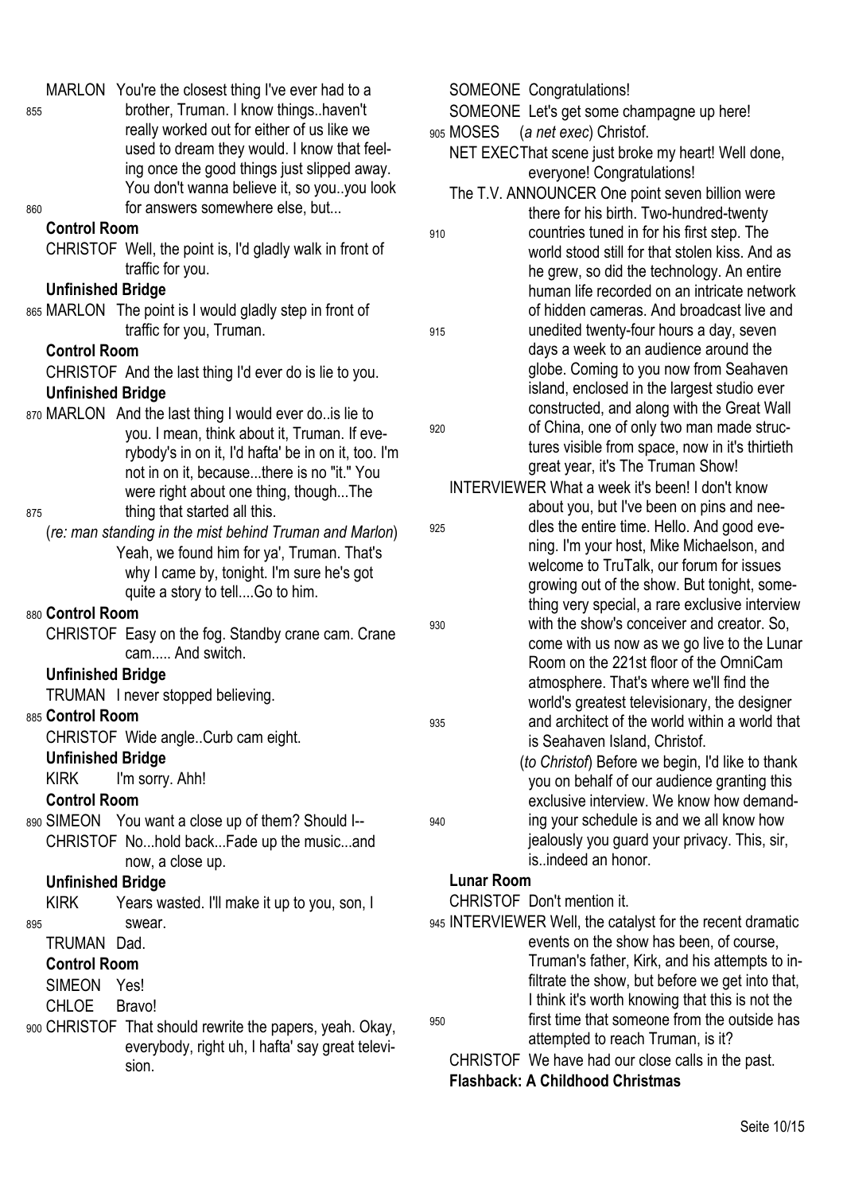MARLON You're the closest thing I've ever had to a brother, Truman. I know things..haven't really worked out for either of us like we used to dream they would. I know that feeling once the good things just slipped away. You don't wanna believe it, so you..you look for answers somewhere else, but...

**Control Room**

CHRISTOF Well, the point is, I'd gladly walk in front of traffic for you.

**Unfinished Bridge**

MARLON The point is I would gladly step in front of traffic for you, Truman.

**Control Room**

CHRISTOF And the last thing I'd ever do is lie to you.

**Unfinished Bridge**

MARLON And the last thing I would ever do..is lie to you. I mean, think about it, Truman. If everybody's in on it, I'd hafta' be in on it, too. I'm not in on it, because...there is no "it." You were right about one thing, though...The thing that started all this.

(*re: man standing in the mist behind Truman and Marlon*) Yeah, we found him for ya', Truman. That's why I came by, tonight. I'm sure he's got quite a story to tell....Go to him.

**Control Room**

CHRISTOF Easy on the fog. Standby crane cam. Crane cam..... And switch.

**Unfinished Bridge**

TRUMAN I never stopped believing.

**Control Room**

CHRISTOF Wide angle..Curb cam eight.

**Unfinished Bridge**

KIRK I'm sorry. Ahh!

**Control Room**

SIMEON You want a close up of them? Should I--

CHRISTOF No...hold back...Fade up the music...and now, a close up.

**Unfinished Bridge**

KIRK Years wasted. I'll make it up to you, son, I swear.

TRUMAN Dad.

**Control Room**

SIMEON Yes!

CHLOE Bravo!

CHRISTOF That should rewrite the papers, yeah. Okay, everybody, right uh, I hafta' say great television.

SOMEONE Congratulations!

SOMEONE Let's get some champagne up here!

MOSES (*a net exec*) Christof.

NET EXEC That scene just broke my heart! Well done, everyone! Congratulations!

The T.V. ANNOUNCER One point seven billion were there for his birth. Two-hundred-twenty countries tuned in for his first step. The world stood still for that stolen kiss. And as he grew, so did the technology. An entire human life recorded on an intricate network of hidden cameras. And broadcast live and unedited twenty-four hours a day, seven days a week to an audience around the globe. Coming to you now from Seahaven island, enclosed in the largest studio ever constructed, and along with the Great Wall of China, one of only two man made structures visible from space, now in it's thirtieth great year, it's The Truman Show!

INTERVIEWER What a week it's been! I don't know about you, but I've been on pins and needles the entire time. Hello. And good evening. I'm your host, Mike Michaelson, and welcome to TruTalk, our forum for issues growing out of the show. But tonight, something very special, a rare exclusive interview with the show's conceiver and creator. So, come with us now as we go live to the Lunar Room on the 221st floor of the OmniCam atmosphere. That's where we'll find the world's greatest televisionary, the designer and architect of the world within a world that is Seahaven Island, Christof.

(*to Christof*) Before we begin, I'd like to thank you on behalf of our audience granting this exclusive interview. We know how demanding your schedule is and we all know how jealously you guard your privacy. This, sir, is..indeed an honor.

**Lunar Room**

CHRISTOF Don't mention it.

INTERVIEWER Well, the catalyst for the recent dramatic events on the show has been, of course, Truman's father, Kirk, and his attempts to infiltrate the show, but before we get into that, I think it's worth knowing that this is not the first time that someone from the outside has attempted to reach Truman, is it?

CHRISTOF We have had our close calls in the past.

**Flashback: A Childhood Christmas**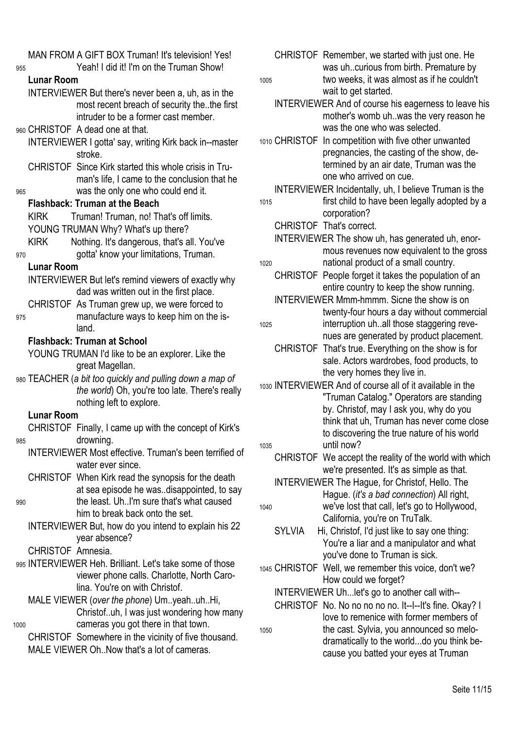MAN FROM A GIFT BOX Truman! It's television! Yes! Yeah! I did it! I'm on the Truman Show!

**Lunar Room**

INTERVIEWER But there's never been a, uh, as in the most recent breach of security the..the first intruder to be a former cast member.

CHRISTOF A dead one at that.

INTERVIEWER I gotta' say, writing Kirk back in--master stroke.

CHRISTOF Since Kirk started this whole crisis in Truman's life, I came to the conclusion that he was the only one who could end it.

**Flashback: Truman at the Beach**

KIRK Truman! Truman, no! That's off limits.

YOUNG TRUMAN Why? What's up there?

KIRK Nothing. It's dangerous, that's all. You've gotta' know your limitations, Truman.

**Lunar Room**

INTERVIEWER But let's remind viewers of exactly why dad was written out in the first place.

CHRISTOF As Truman grew up, we were forced to manufacture ways to keep him on the island.

**Flashback: Truman at School**

YOUNG TRUMAN I'd like to be an explorer. Like the great Magellan.

TEACHER (*a bit too quickly and pulling down a map of the world*) Oh, you're too late. There's really nothing left to explore.

**Lunar Room**

CHRISTOF Finally, I came up with the concept of Kirk's drowning.

INTERVIEWER Most effective. Truman's been terrified of water ever since.

CHRISTOF When Kirk read the synopsis for the death at sea episode he was..disappointed, to say the least. Uh..I'm sure that's what caused him to break back onto the set.

INTERVIEWER But, how do you intend to explain his 22 year absence?

CHRISTOF Amnesia.

INTERVIEWER Heh. Brilliant. Let's take some of those viewer phone calls. Charlotte, North Carolina. You're on with Christof.

MALE VIEWER (*over the phone*) Um..yeah..uh..Hi, Christof..uh, I was just wondering how many cameras you got there in that town.

CHRISTOF Somewhere in the vicinity of five thousand.

MALE VIEWER Oh..Now that's a lot of cameras.

CHRISTOF Remember, we started with just one. He was uh..curious from birth. Premature by two weeks, it was almost as if he couldn't wait to get started.

INTERVIEWER And of course his eagerness to leave his mother's womb uh..was the very reason he was the one who was selected.

CHRISTOF In competition with five other unwanted pregnancies, the casting of the show, determined by an air date, Truman was the one who arrived on cue.

INTERVIEWER Incidentally, uh, I believe Truman is the first child to have been legally adopted by a corporation?

CHRISTOF That's correct.

INTERVIEWER The show uh, has generated uh, enormous revenues now equivalent to the gross national product of a small country.

CHRISTOF People forget it takes the population of an entire country to keep the show running.

INTERVIEWER Mmm-hmmm. Sicne the show is on twenty-four hours a day without commercial interruption uh..all those staggering revenues are generated by product placement.

CHRISTOF That's true. Everything on the show is for sale. Actors wardrobes, food products, to the very homes they live in.

INTERVIEWER And of course all of it available in the "Truman Catalog." Operators are standing by. Christof, may I ask you, why do you think that uh, Truman has never come close to discovering the true nature of his world until now?

CHRISTOF We accept the reality of the world with which we're presented. It's as simple as that.

INTERVIEWER The Hague, for Christof, Hello. The Hague. (*it's a bad connection*) All right, we've lost that call, let's go to Hollywood, California, you're on TruTalk.

SYLVIA Hi, Christof, I'd just like to say one thing: You're a liar and a manipulator and what you've done to Truman is sick.

CHRISTOF Well, we remember this voice, don't we? How could we forget?

INTERVIEWER Uh...let's go to another call with--

CHRISTOF No. No no no no no. It--I--It's fine. Okay? I love to remenice with former members of the cast. Sylvia, you announced so melodramatically to the world...do you think because you batted your eyes at Truman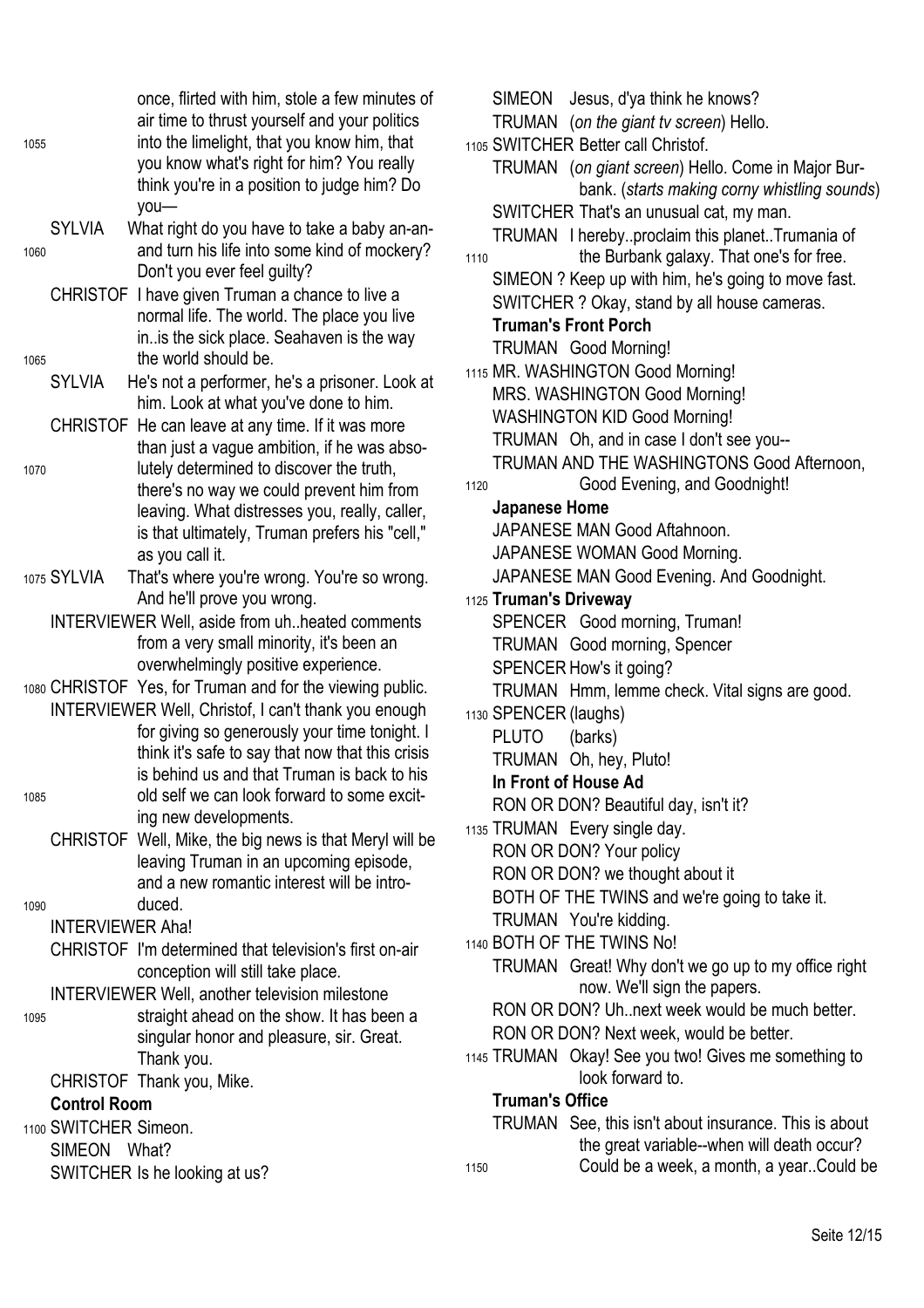once, flirted with him, stole a few minutes of air time to thrust yourself and your politics into the limelight, that you know him, that you know what's right for him? You really think you're in a position to judge him? Do you—

SYLVIA What right do you have to take a baby an-and turn his life into some kind of mockery? Don't you ever feel guilty?

CHRISTOF I have given Truman a chance to live a normal life. The world. The place you live in..is the sick place. Seahaven is the way the world should be.

SYLVIA He's not a performer, he's a prisoner. Look at him. Look at what you've done to him.

CHRISTOF He can leave at any time. If it was more than just a vague ambition, if he was absolutely determined to discover the truth, there's no way we could prevent him from leaving. What distresses you, really, caller, is that ultimately, Truman prefers his "cell," as you call it.

SYLVIA That's where you're wrong. You're so wrong. And he'll prove you wrong.

INTERVIEWER Well, aside from uh..heated comments from a very small minority, it's been an overwhelmingly positive experience.

CHRISTOF Yes, for Truman and for the viewing public.

INTERVIEWER Well, Christof, I can't thank you enough for giving so generously your time tonight. I think it's safe to say that now that this crisis is behind us and that Truman is back to his old self we can look forward to some exciting new developments.

CHRISTOF Well, Mike, the big news is that Meryl will be leaving Truman in an upcoming episode, and a new romantic interest will be introduced.

INTERVIEWER Aha!

CHRISTOF I'm determined that television's first on-air conception will still take place.

INTERVIEWER Well, another television milestone straight ahead on the show. It has been a singular honor and pleasure, sir. Great. Thank you.

CHRISTOF Thank you, Mike.

**Control Room**

SWITCHER Simeon.

SIMEON What?

SWITCHER Is he looking at us?

SIMEON Jesus, d'ya think he knows?

TRUMAN (*on the giant tv screen*) Hello.

SWITCHER Better call Christof.

TRUMAN (*on giant screen*) Hello. Come in Major Burbank. (*starts making corny whistling sounds*)

SWITCHER That's an unusual cat, my man.

TRUMAN I hereby..proclaim this planet..Trumania of the Burbank galaxy. That one's for free.

SIMEON ? Keep up with him, he's going to move fast.

SWITCHER ? Okay, stand by all house cameras.

**Truman's Front Porch**

TRUMAN Good Morning!

MR. WASHINGTON Good Morning!

MRS. WASHINGTON Good Morning!

WASHINGTON KID Good Morning!

TRUMAN Oh, and in case I don't see you--

TRUMAN AND THE WASHINGTONS Good Afternoon, Good Evening, and Goodnight!

**Japanese Home**

JAPANESE MAN Good Aftahnoon.

JAPANESE WOMAN Good Morning.

JAPANESE MAN Good Evening. And Goodnight.

**Truman's Driveway**

SPENCER Good morning, Truman!

TRUMAN Good morning, Spencer

SPENCER How's it going?

TRUMAN Hmm, lemme check. Vital signs are good.

SPENCER (laughs)

PLUTO (barks)

TRUMAN Oh, hey, Pluto!

**In Front of House Ad**

RON OR DON? Beautiful day, isn't it?

TRUMAN Every single day.

RON OR DON? Your policy

RON OR DON? we thought about it

BOTH OF THE TWINS and we're going to take it.

TRUMAN You're kidding.

BOTH OF THE TWINS No!

TRUMAN Great! Why don't we go up to my office right now. We'll sign the papers.

RON OR DON? Uh..next week would be much better.

RON OR DON? Next week, would be better.

TRUMAN Okay! See you two! Gives me something to look forward to.

**Truman's Office**

TRUMAN See, this isn't about insurance. This is about the great variable--when will death occur? Could be a week, a month, a year..Could be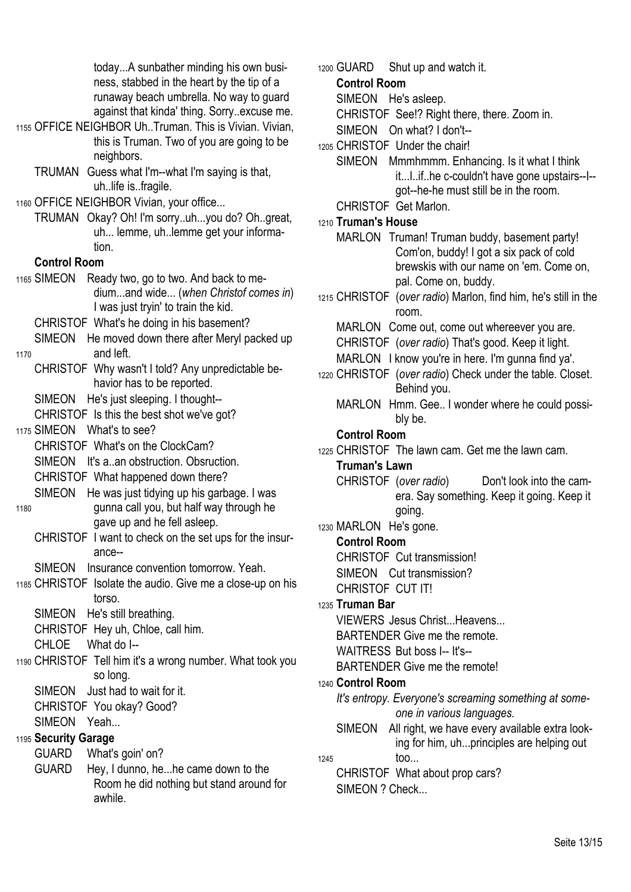today...A sunbather minding his own business, stabbed in the heart by the tip of a runaway beach umbrella. No way to guard against that kinda' thing. Sorry..excuse me.

1155 OFFICE NEIGHBOR Uh..Truman. This is Vivian. Vivian, this is Truman. Two of you are going to be neighbors.

TRUMAN Guess what I'm--what I'm saying is that, uh..life is..fragile.

1160 OFFICE NEIGHBOR Vivian, your office...

TRUMAN Okay? Oh! I'm sorry..uh...you do? Oh..great, uh... lemme, uh..lemme get your information.

**Control Room**

1165 SIMEON Ready two, go to two. And back to medium...and wide... (*when Christof comes in*) I was just tryin' to train the kid.

CHRISTOF What's he doing in his basement?

SIMEON He moved down there after Meryl packed up

1170 and left.

CHRISTOF Why wasn't I told? Any unpredictable behavior has to be reported.

SIMEON He's just sleeping. I thought--

CHRISTOF Is this the best shot we've got?

1175 SIMEON What's to see?

CHRISTOF What's on the ClockCam?

SIMEON It's a..an obstruction. Obsruction.

CHRISTOF What happened down there?

SIMEON He was just tidying up his garbage. I was

1180 gunna call you, but half way through he gave up and he fell asleep.

CHRISTOF I want to check on the set ups for the insurance--

SIMEON Insurance convention tomorrow. Yeah.

1185 CHRISTOF Isolate the audio. Give me a close-up on his torso.

SIMEON He's still breathing.

CHRISTOF Hey uh, Chloe, call him.

CHLOE What do I--

1190 CHRISTOF Tell him it's a wrong number. What took you so long.

SIMEON Just had to wait for it.

CHRISTOF You okay? Good?

SIMEON Yeah...

1195 **Security Garage**

GUARD What's goin' on?

GUARD Hey, I dunno, he...he came down to the Room he did nothing but stand around for awhile.

1200 GUARD Shut up and watch it.

**Control Room**

SIMEON He's asleep.

CHRISTOF See!? Right there, there. Zoom in.

SIMEON On what? I don't--

1205 CHRISTOF Under the chair!

SIMEON Mmmhmmm. Enhancing. Is it what I think it...I..if..he c-couldn't have gone upstairs--I--got--he-he must still be in the room.

CHRISTOF Get Marlon.

1210 **Truman's House**

MARLON Truman! Truman buddy, basement party! Com'on, buddy! I got a six pack of cold brewskis with our name on 'em. Come on, pal. Come on, buddy.

1215 CHRISTOF (*over radio*) Marlon, find him, he's still in the room.

MARLON Come out, come out whereever you are.

CHRISTOF (*over radio*) That's good. Keep it light.

MARLON I know you're in here. I'm gunna find ya'.

1220 CHRISTOF (*over radio*) Check under the table. Closet. Behind you.

MARLON Hmm. Gee.. I wonder where he could possibly be.

**Control Room**

1225 CHRISTOF The lawn cam. Get me the lawn cam.

**Truman's Lawn**

CHRISTOF (*over radio*) Don't look into the camera. Say something. Keep it going. Keep it going.

1230 MARLON He's gone.

**Control Room**

CHRISTOF Cut transmission!

SIMEON Cut transmission?

CHRISTOF CUT IT!

1235 **Truman Bar**

VIEWERS Jesus Christ...Heavens...

BARTENDER Give me the remote.

WAITRESS But boss I-- It's--

BARTENDER Give me the remote!

1240 **Control Room**

*It's entropy. Everyone's screaming something at someone in various languages.*

SIMEON All right, we have every available extra looking for him, uh...principles are helping out

1245 too...

CHRISTOF What about prop cars?

SIMEON ? Check...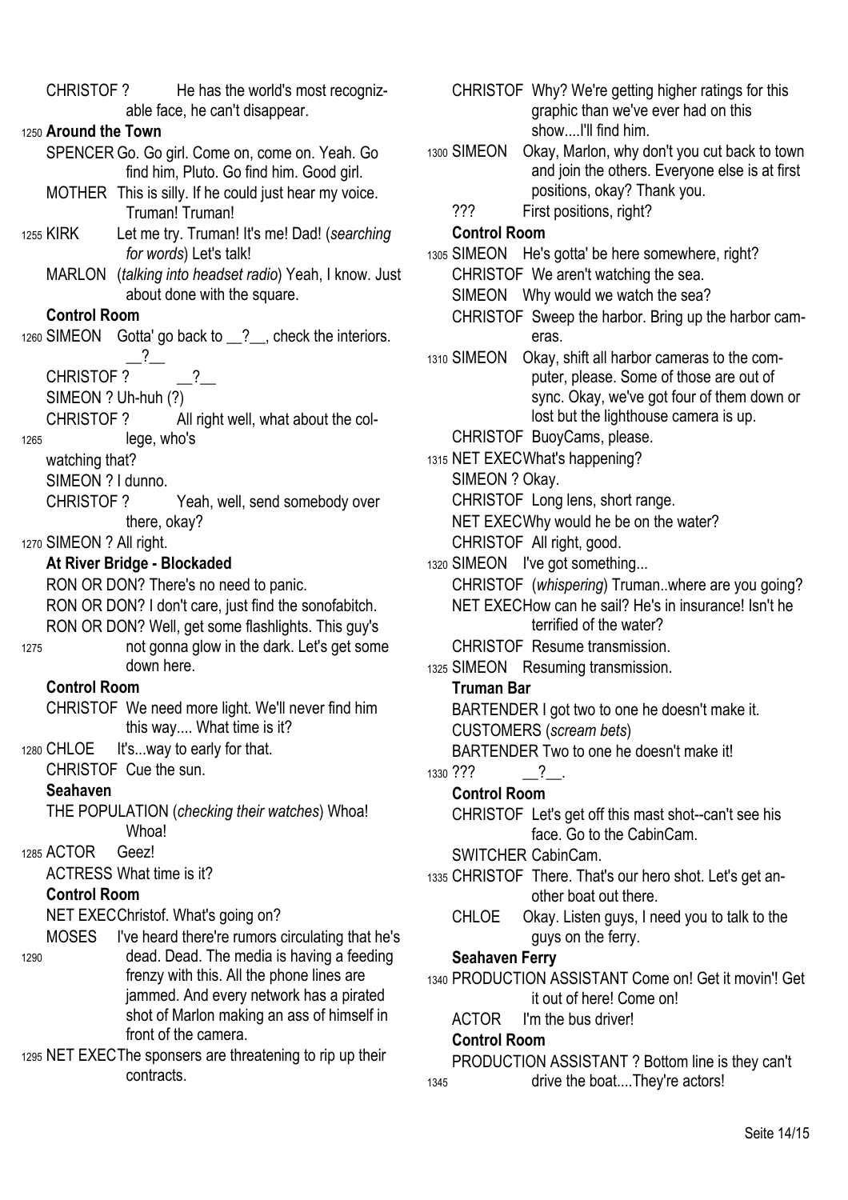CHRISTOF ? He has the world's most recognizable face, he can't disappear.

1250 **Around the Town**

SPENCER Go. Go girl. Come on, come on. Yeah. Go find him, Pluto. Go find him. Good girl.

MOTHER This is silly. If he could just hear my voice. Truman! Truman!

1255 KIRK Let me try. Truman! It's me! Dad! (*searching for words*) Let's talk!

MARLON (*talking into headset radio*) Yeah, I know. Just about done with the square.

**Control Room**

1260 SIMEON Gotta' go back to __?__, check the interiors. __?__

CHRISTOF ? __?__

SIMEON ? Uh-huh (?)

CHRISTOF ? All right well, what about the col-

1265 lege, who's watching that?

SIMEON ? I dunno.

CHRISTOF ? Yeah, well, send somebody over there, okay?

1270 SIMEON ? All right.

**At River Bridge - Blockaded**

RON OR DON? There's no need to panic.

RON OR DON? I don't care, just find the sonofabitch.

RON OR DON? Well, get some flashlights. This guy's

1275 not gonna glow in the dark. Let's get some down here.

**Control Room**

CHRISTOF We need more light. We'll never find him this way.... What time is it?

1280 CHLOE It's...way to early for that.

CHRISTOF Cue the sun.

**Seahaven**

THE POPULATION (*checking their watches*) Whoa! Whoa!

1285 ACTOR Geez!

ACTRESS What time is it?

**Control Room**

NET EXEC Christof. What's going on?

MOSES I've heard there're rumors circulating that he's

1290 dead. Dead. The media is having a feeding frenzy with this. All the phone lines are jammed. And every network has a pirated shot of Marlon making an ass of himself in front of the camera.

1295 NET EXEC The sponsers are threatening to rip up their contracts.

CHRISTOF Why? We're getting higher ratings for this graphic than we've ever had on this show....I'll find him.

1300 SIMEON Okay, Marlon, why don't you cut back to town and join the others. Everyone else is at first positions, okay? Thank you.

??? First positions, right?

**Control Room**

1305 SIMEON He's gotta' be here somewhere, right?

CHRISTOF We aren't watching the sea.

SIMEON Why would we watch the sea?

CHRISTOF Sweep the harbor. Bring up the harbor cameras.

1310 SIMEON Okay, shift all harbor cameras to the computer, please. Some of those are out of sync. Okay, we've got four of them down or lost but the lighthouse camera is up.

CHRISTOF BuoyCams, please.

1315 NET EXEC What's happening?

SIMEON ? Okay.

CHRISTOF Long lens, short range.

NET EXEC Why would he be on the water?

CHRISTOF All right, good.

1320 SIMEON I've got something...

CHRISTOF (*whispering*) Truman..where are you going?

NET EXEC How can he sail? He's in insurance! Isn't he terrified of the water?

CHRISTOF Resume transmission.

1325 SIMEON Resuming transmission.

**Truman Bar**

BARTENDER I got two to one he doesn't make it.

CUSTOMERS (*scream bets*)

BARTENDER Two to one he doesn't make it!

1330 ??? __?__.

**Control Room**

CHRISTOF Let's get off this mast shot--can't see his face. Go to the CabinCam.

SWITCHER CabinCam.

1335 CHRISTOF There. That's our hero shot. Let's get another boat out there.

CHLOE Okay. Listen guys, I need you to talk to the guys on the ferry.

**Seahaven Ferry**

1340 PRODUCTION ASSISTANT Come on! Get it movin'! Get it out of here! Come on!

ACTOR I'm the bus driver!

**Control Room**

PRODUCTION ASSISTANT ? Bottom line is they can't

1345 drive the boat....They're actors!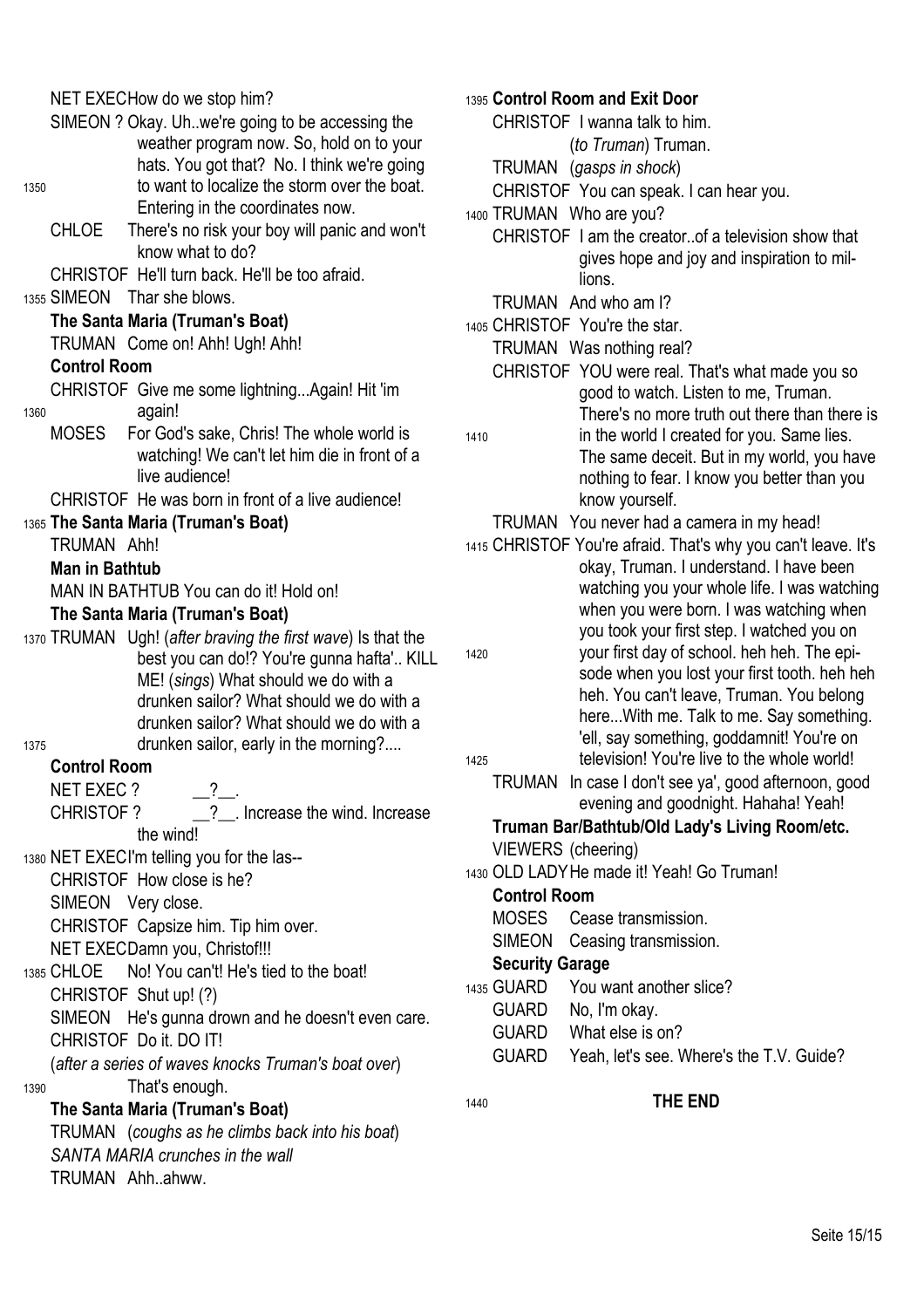NET EXEC How do we stop him?

SIMEON ? Okay. Uh..we're going to be accessing the weather program now. So, hold on to your hats. You got that? No. I think we're going to want to localize the storm over the boat. Entering in the coordinates now.

CHLOE There's no risk your boy will panic and won't know what to do?

CHRISTOF He'll turn back. He'll be too afraid.

SIMEON Thar she blows.

**The Santa Maria (Truman's Boat)**

TRUMAN Come on! Ahh! Ugh! Ahh!

**Control Room**

CHRISTOF Give me some lightning...Again! Hit 'im again!

MOSES For God's sake, Chris! The whole world is watching! We can't let him die in front of a live audience!

CHRISTOF He was born in front of a live audience!

**The Santa Maria (Truman's Boat)**

TRUMAN Ahh!

**Man in Bathtub**

MAN IN BATHTUB You can do it! Hold on!

**The Santa Maria (Truman's Boat)**

TRUMAN Ugh! (*after braving the first wave*) Is that the best you can do!? You're gunna hafta'.. KILL ME! (*sings*) What should we do with a drunken sailor? What should we do with a drunken sailor? What should we do with a drunken sailor, early in the morning?....

**Control Room**

NET EXEC ? __?__.

CHRISTOF ? __?__. Increase the wind. Increase the wind!

NET EXEC I'm telling you for the las--

CHRISTOF How close is he?

SIMEON Very close.

CHRISTOF Capsize him. Tip him over.

NET EXEC Damn you, Christof!!!

CHLOE No! You can't! He's tied to the boat!

CHRISTOF Shut up! (?)

SIMEON He's gunna drown and he doesn't even care.

CHRISTOF Do it. DO IT!

(*after a series of waves knocks Truman's boat over*) That's enough.

**The Santa Maria (Truman's Boat)**

TRUMAN (*coughs as he climbs back into his boat*)

*SANTA MARIA crunches in the wall*

TRUMAN Ahh..ahww.

**Control Room and Exit Door**

CHRISTOF I wanna talk to him. (*to Truman*) Truman.

TRUMAN (*gasps in shock*)

CHRISTOF You can speak. I can hear you.

TRUMAN Who are you?

CHRISTOF I am the creator..of a television show that gives hope and joy and inspiration to millions.

TRUMAN And who am I?

CHRISTOF You're the star.

TRUMAN Was nothing real?

CHRISTOF YOU were real. That's what made you so good to watch. Listen to me, Truman. There's no more truth out there than there is in the world I created for you. Same lies. The same deceit. But in my world, you have nothing to fear. I know you better than you know yourself.

TRUMAN You never had a camera in my head!

CHRISTOF You're afraid. That's why you can't leave. It's okay, Truman. I understand. I have been watching you your whole life. I was watching when you were born. I was watching when you took your first step. I watched you on your first day of school. heh heh. The episode when you lost your first tooth. heh heh heh. You can't leave, Truman. You belong here...With me. Talk to me. Say something. 'ell, say something, goddamnit! You're on television! You're live to the whole world!

TRUMAN In case I don't see ya', good afternoon, good evening and goodnight. Hahaha! Yeah!

**Truman Bar/Bathtub/Old Lady's Living Room/etc.**

VIEWERS (cheering)

OLD LADY He made it! Yeah! Go Truman!

**Control Room**

MOSES Cease transmission.

SIMEON Ceasing transmission.

**Security Garage**

GUARD You want another slice?

GUARD No, I'm okay.

GUARD What else is on?

GUARD Yeah, let's see. Where's the T.V. Guide?

**THE END**